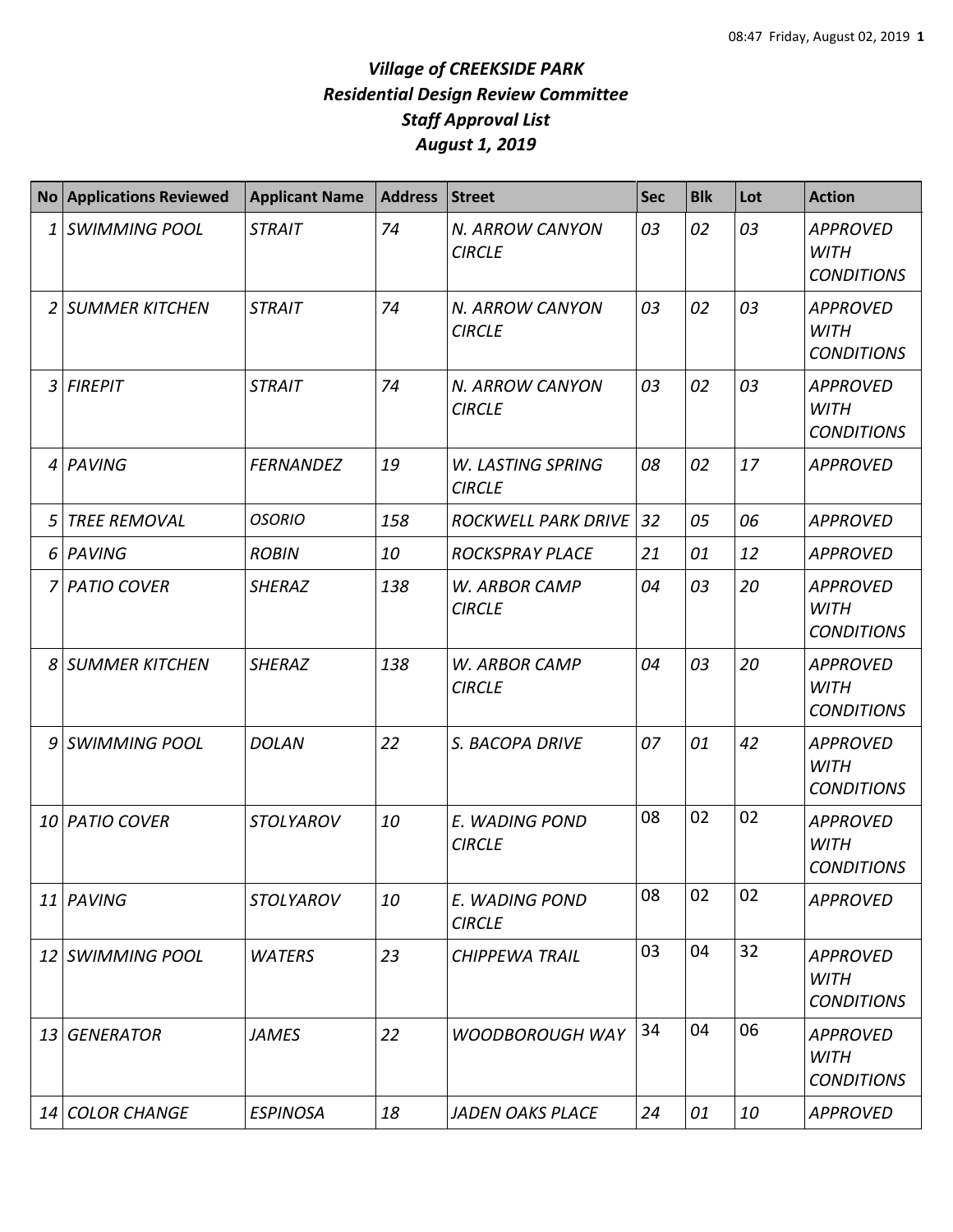# *Village of CREEKSIDE PARK*
## *Residential Design Review Committee*
## *Staff Approval List*
## *August 1, 2019*

| No | Applications Reviewed | Applicant Name | Address | Street | Sec | Blk | Lot | Action |
|---|---|---|---|---|---|---|---|---|
| 1 | SWIMMING POOL | STRAIT | 74 | N. ARROW CANYON CIRCLE | 03 | 02 | 03 | APPROVED WITH CONDITIONS |
| 2 | SUMMER KITCHEN | STRAIT | 74 | N. ARROW CANYON CIRCLE | 03 | 02 | 03 | APPROVED WITH CONDITIONS |
| 3 | FIREPIT | STRAIT | 74 | N. ARROW CANYON CIRCLE | 03 | 02 | 03 | APPROVED WITH CONDITIONS |
| 4 | PAVING | FERNANDEZ | 19 | W. LASTING SPRING CIRCLE | 08 | 02 | 17 | APPROVED |
| 5 | TREE REMOVAL | OSORIO | 158 | ROCKWELL PARK DRIVE | 32 | 05 | 06 | APPROVED |
| 6 | PAVING | ROBIN | 10 | ROCKSPRAY PLACE | 21 | 01 | 12 | APPROVED |
| 7 | PATIO COVER | SHERAZ | 138 | W. ARBOR CAMP CIRCLE | 04 | 03 | 20 | APPROVED WITH CONDITIONS |
| 8 | SUMMER KITCHEN | SHERAZ | 138 | W. ARBOR CAMP CIRCLE | 04 | 03 | 20 | APPROVED WITH CONDITIONS |
| 9 | SWIMMING POOL | DOLAN | 22 | S. BACOPA DRIVE | 07 | 01 | 42 | APPROVED WITH CONDITIONS |
| 10 | PATIO COVER | STOLYAROV | 10 | E. WADING POND CIRCLE | 08 | 02 | 02 | APPROVED WITH CONDITIONS |
| 11 | PAVING | STOLYAROV | 10 | E. WADING POND CIRCLE | 08 | 02 | 02 | APPROVED |
| 12 | SWIMMING POOL | WATERS | 23 | CHIPPEWA TRAIL | 03 | 04 | 32 | APPROVED WITH CONDITIONS |
| 13 | GENERATOR | JAMES | 22 | WOODBOROUGH WAY | 34 | 04 | 06 | APPROVED WITH CONDITIONS |
| 14 | COLOR CHANGE | ESPINOSA | 18 | JADEN OAKS PLACE | 24 | 01 | 10 | APPROVED |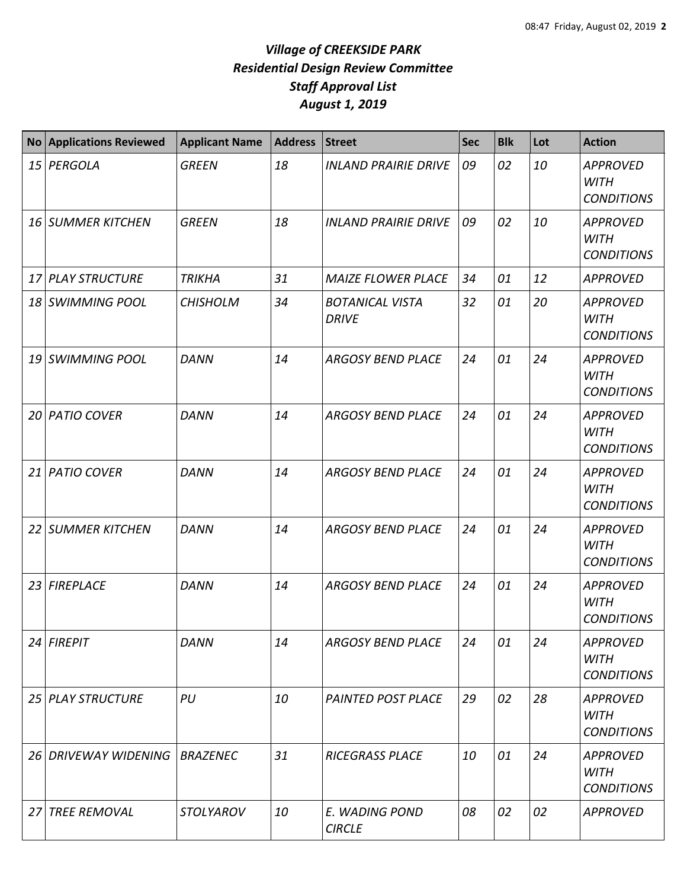# *Village of CREEKSIDE PARK*
## *Residential Design Review Committee*
## *Staff Approval List*
## *August 1, 2019*

| No | Applications Reviewed | Applicant Name | Address | Street | Sec | Blk | Lot | Action |
|---|---|---|---|---|---|---|---|---|
| 15 | PERGOLA | GREEN | 18 | INLAND PRAIRIE DRIVE | 09 | 02 | 10 | APPROVED WITH CONDITIONS |
| 16 | SUMMER KITCHEN | GREEN | 18 | INLAND PRAIRIE DRIVE | 09 | 02 | 10 | APPROVED WITH CONDITIONS |
| 17 | PLAY STRUCTURE | TRIKHA | 31 | MAIZE FLOWER PLACE | 34 | 01 | 12 | APPROVED |
| 18 | SWIMMING POOL | CHISHOLM | 34 | BOTANICAL VISTA DRIVE | 32 | 01 | 20 | APPROVED WITH CONDITIONS |
| 19 | SWIMMING POOL | DANN | 14 | ARGOSY BEND PLACE | 24 | 01 | 24 | APPROVED WITH CONDITIONS |
| 20 | PATIO COVER | DANN | 14 | ARGOSY BEND PLACE | 24 | 01 | 24 | APPROVED WITH CONDITIONS |
| 21 | PATIO COVER | DANN | 14 | ARGOSY BEND PLACE | 24 | 01 | 24 | APPROVED WITH CONDITIONS |
| 22 | SUMMER KITCHEN | DANN | 14 | ARGOSY BEND PLACE | 24 | 01 | 24 | APPROVED WITH CONDITIONS |
| 23 | FIREPLACE | DANN | 14 | ARGOSY BEND PLACE | 24 | 01 | 24 | APPROVED WITH CONDITIONS |
| 24 | FIREPIT | DANN | 14 | ARGOSY BEND PLACE | 24 | 01 | 24 | APPROVED WITH CONDITIONS |
| 25 | PLAY STRUCTURE | PU | 10 | PAINTED POST PLACE | 29 | 02 | 28 | APPROVED WITH CONDITIONS |
| 26 | DRIVEWAY WIDENING | BRAZENEC | 31 | RICEGRASS PLACE | 10 | 01 | 24 | APPROVED WITH CONDITIONS |
| 27 | TREE REMOVAL | STOLYAROV | 10 | E. WADING POND CIRCLE | 08 | 02 | 02 | APPROVED |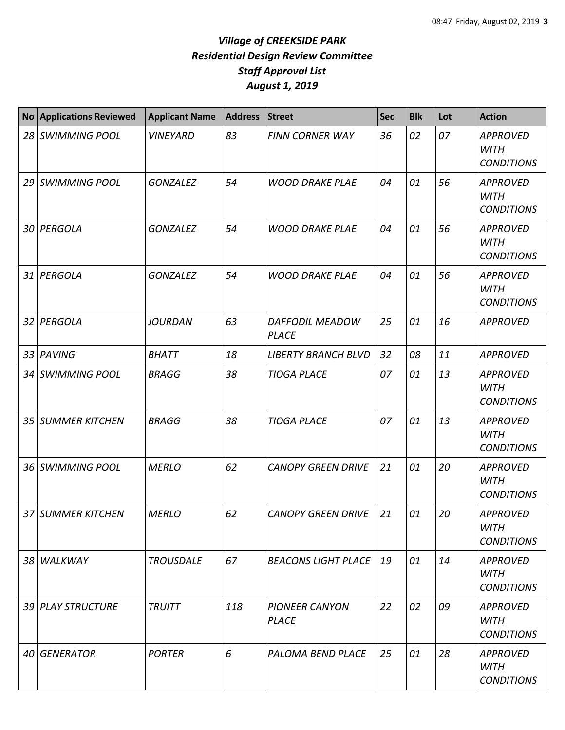# *Village of CREEKSIDE PARK*
## *Residential Design Review Committee*
## *Staff Approval List*
## *August 1, 2019*

| No | Applications Reviewed | Applicant Name | Address | Street | Sec | Blk | Lot | Action |
|---|---|---|---|---|---|---|---|---|
| *28* | *SWIMMING POOL* | *VINEYARD* | *83* | *FINN CORNER WAY* | *36* | *02* | *07* | *APPROVED WITH CONDITIONS* |
| *29* | *SWIMMING POOL* | *GONZALEZ* | *54* | *WOOD DRAKE PLAE* | *04* | *01* | *56* | *APPROVED WITH CONDITIONS* |
| *30* | *PERGOLA* | *GONZALEZ* | *54* | *WOOD DRAKE PLAE* | *04* | *01* | *56* | *APPROVED WITH CONDITIONS* |
| *31* | *PERGOLA* | *GONZALEZ* | *54* | *WOOD DRAKE PLAE* | *04* | *01* | *56* | *APPROVED WITH CONDITIONS* |
| *32* | *PERGOLA* | *JOURDAN* | *63* | *DAFFODIL MEADOW PLACE* | *25* | *01* | *16* | *APPROVED* |
| *33* | *PAVING* | *BHATT* | *18* | *LIBERTY BRANCH BLVD* | *32* | *08* | *11* | *APPROVED* |
| *34* | *SWIMMING POOL* | *BRAGG* | *38* | *TIOGA PLACE* | *07* | *01* | *13* | *APPROVED WITH CONDITIONS* |
| *35* | *SUMMER KITCHEN* | *BRAGG* | *38* | *TIOGA PLACE* | *07* | *01* | *13* | *APPROVED WITH CONDITIONS* |
| *36* | *SWIMMING POOL* | *MERLO* | *62* | *CANOPY GREEN DRIVE* | *21* | *01* | *20* | *APPROVED WITH CONDITIONS* |
| *37* | *SUMMER KITCHEN* | *MERLO* | *62* | *CANOPY GREEN DRIVE* | *21* | *01* | *20* | *APPROVED WITH CONDITIONS* |
| *38* | *WALKWAY* | *TROUSDALE* | *67* | *BEACONS LIGHT PLACE* | *19* | *01* | *14* | *APPROVED WITH CONDITIONS* |
| *39* | *PLAY STRUCTURE* | *TRUITT* | *118* | *PIONEER CANYON PLACE* | *22* | *02* | *09* | *APPROVED WITH CONDITIONS* |
| *40* | *GENERATOR* | *PORTER* | *6* | *PALOMA BEND PLACE* | *25* | *01* | *28* | *APPROVED WITH CONDITIONS* |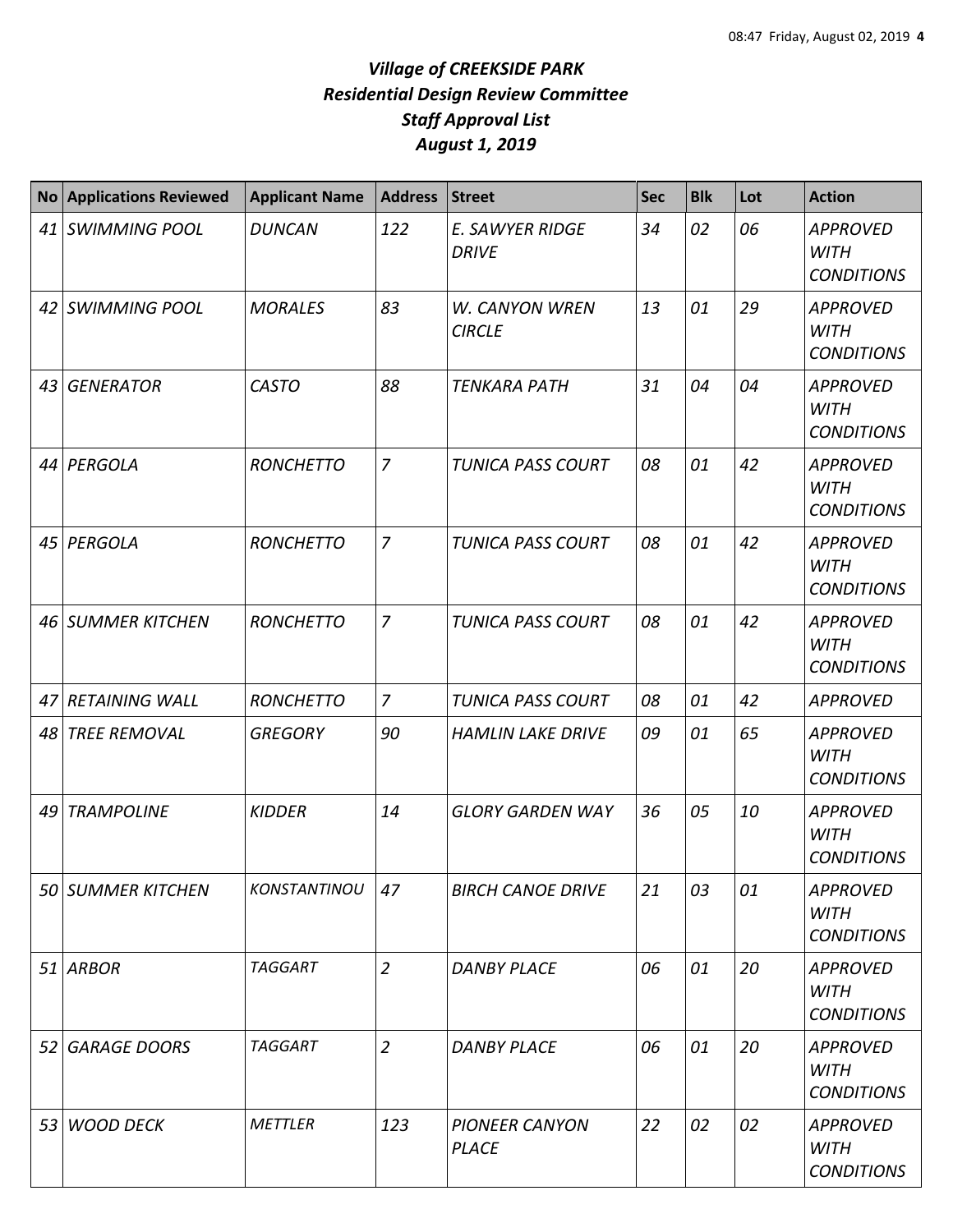# *Village of CREEKSIDE PARK*
## *Residential Design Review Committee*
## *Staff Approval List*
## *August 1, 2019*

| No | Applications Reviewed | Applicant Name | Address | Street | Sec | Blk | Lot | Action |
|---|---|---|---|---|---|---|---|---|
| 41 | SWIMMING POOL | DUNCAN | 122 | E. SAWYER RIDGE DRIVE | 34 | 02 | 06 | APPROVED WITH CONDITIONS |
| 42 | SWIMMING POOL | MORALES | 83 | W. CANYON WREN CIRCLE | 13 | 01 | 29 | APPROVED WITH CONDITIONS |
| 43 | GENERATOR | CASTO | 88 | TENKARA PATH | 31 | 04 | 04 | APPROVED WITH CONDITIONS |
| 44 | PERGOLA | RONCHETTO | 7 | TUNICA PASS COURT | 08 | 01 | 42 | APPROVED WITH CONDITIONS |
| 45 | PERGOLA | RONCHETTO | 7 | TUNICA PASS COURT | 08 | 01 | 42 | APPROVED WITH CONDITIONS |
| 46 | SUMMER KITCHEN | RONCHETTO | 7 | TUNICA PASS COURT | 08 | 01 | 42 | APPROVED WITH CONDITIONS |
| 47 | RETAINING WALL | RONCHETTO | 7 | TUNICA PASS COURT | 08 | 01 | 42 | APPROVED |
| 48 | TREE REMOVAL | GREGORY | 90 | HAMLIN LAKE DRIVE | 09 | 01 | 65 | APPROVED WITH CONDITIONS |
| 49 | TRAMPOLINE | KIDDER | 14 | GLORY GARDEN WAY | 36 | 05 | 10 | APPROVED WITH CONDITIONS |
| 50 | SUMMER KITCHEN | KONSTANTINOU | 47 | BIRCH CANOE DRIVE | 21 | 03 | 01 | APPROVED WITH CONDITIONS |
| 51 | ARBOR | TAGGART | 2 | DANBY PLACE | 06 | 01 | 20 | APPROVED WITH CONDITIONS |
| 52 | GARAGE DOORS | TAGGART | 2 | DANBY PLACE | 06 | 01 | 20 | APPROVED WITH CONDITIONS |
| 53 | WOOD DECK | METTLER | 123 | PIONEER CANYON PLACE | 22 | 02 | 02 | APPROVED WITH CONDITIONS |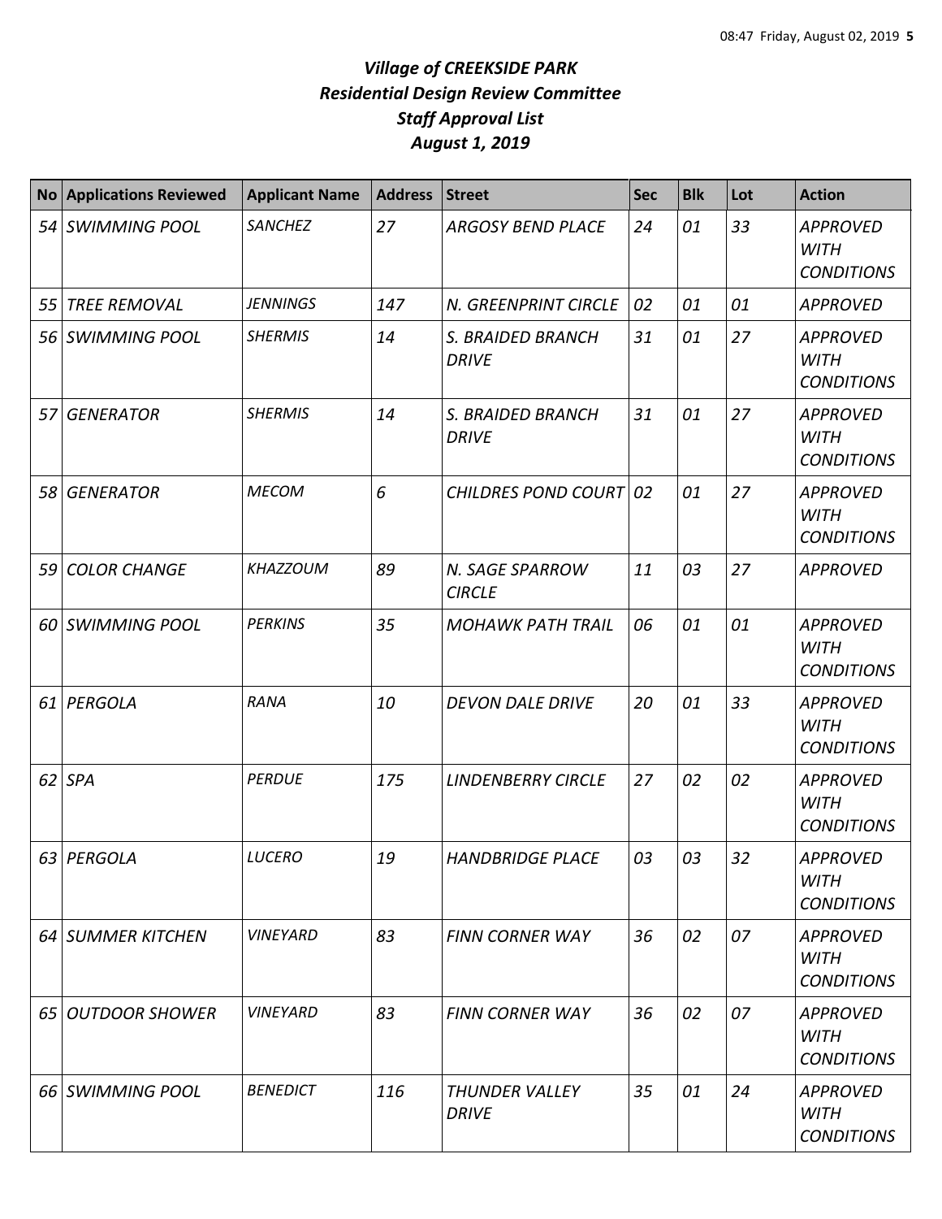# *Village of CREEKSIDE PARK*
# *Residential Design Review Committee*
# *Staff Approval List*
# *August 1, 2019*

| No | Applications Reviewed | Applicant Name | Address | Street | Sec | Blk | Lot | Action |
|---|---|---|---|---|---|---|---|---|
| *54* | *SWIMMING POOL* | *SANCHEZ* | *27* | *ARGOSY BEND PLACE* | *24* | *01* | *33* | *APPROVED WITH CONDITIONS* |
| *55* | *TREE REMOVAL* | *JENNINGS* | *147* | *N. GREENPRINT CIRCLE* | *02* | *01* | *01* | *APPROVED* |
| *56* | *SWIMMING POOL* | *SHERMIS* | *14* | *S. BRAIDED BRANCH DRIVE* | *31* | *01* | *27* | *APPROVED WITH CONDITIONS* |
| *57* | *GENERATOR* | *SHERMIS* | *14* | *S. BRAIDED BRANCH DRIVE* | *31* | *01* | *27* | *APPROVED WITH CONDITIONS* |
| *58* | *GENERATOR* | *MECOM* | *6* | *CHILDRES POND COURT* | *02* | *01* | *27* | *APPROVED WITH CONDITIONS* |
| *59* | *COLOR CHANGE* | *KHAZZOUM* | *89* | *N. SAGE SPARROW CIRCLE* | *11* | *03* | *27* | *APPROVED* |
| *60* | *SWIMMING POOL* | *PERKINS* | *35* | *MOHAWK PATH TRAIL* | *06* | *01* | *01* | *APPROVED WITH CONDITIONS* |
| *61* | *PERGOLA* | *RANA* | *10* | *DEVON DALE DRIVE* | *20* | *01* | *33* | *APPROVED WITH CONDITIONS* |
| *62* | *SPA* | *PERDUE* | *175* | *LINDENBERRY CIRCLE* | *27* | *02* | *02* | *APPROVED WITH CONDITIONS* |
| *63* | *PERGOLA* | *LUCERO* | *19* | *HANDBRIDGE PLACE* | *03* | *03* | *32* | *APPROVED WITH CONDITIONS* |
| *64* | *SUMMER KITCHEN* | *VINEYARD* | *83* | *FINN CORNER WAY* | *36* | *02* | *07* | *APPROVED WITH CONDITIONS* |
| *65* | *OUTDOOR SHOWER* | *VINEYARD* | *83* | *FINN CORNER WAY* | *36* | *02* | *07* | *APPROVED WITH CONDITIONS* |
| *66* | *SWIMMING POOL* | *BENEDICT* | *116* | *THUNDER VALLEY DRIVE* | *35* | *01* | *24* | *APPROVED WITH CONDITIONS* |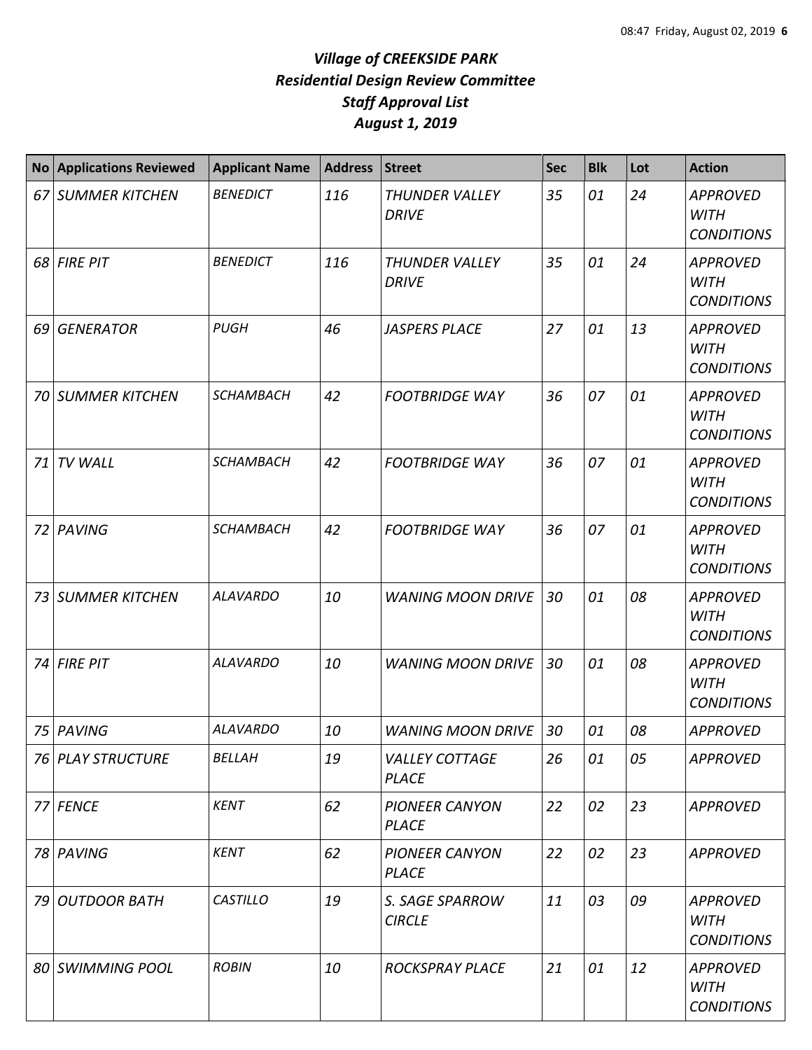# *Village of CREEKSIDE PARK*
## *Residential Design Review Committee*
## *Staff Approval List*
## *August 1, 2019*

| No | Applications Reviewed | Applicant Name | Address | Street | Sec | Blk | Lot | Action |
|---|---|---|---|---|---|---|---|---|
| *67* | *SUMMER KITCHEN* | *BENEDICT* | *116* | *THUNDER VALLEY DRIVE* | *35* | *01* | *24* | *APPROVED WITH CONDITIONS* |
| *68* | *FIRE PIT* | *BENEDICT* | *116* | *THUNDER VALLEY DRIVE* | *35* | *01* | *24* | *APPROVED WITH CONDITIONS* |
| *69* | *GENERATOR* | *PUGH* | *46* | *JASPERS PLACE* | *27* | *01* | *13* | *APPROVED WITH CONDITIONS* |
| *70* | *SUMMER KITCHEN* | *SCHAMBACH* | *42* | *FOOTBRIDGE WAY* | *36* | *07* | *01* | *APPROVED WITH CONDITIONS* |
| *71* | *TV WALL* | *SCHAMBACH* | *42* | *FOOTBRIDGE WAY* | *36* | *07* | *01* | *APPROVED WITH CONDITIONS* |
| *72* | *PAVING* | *SCHAMBACH* | *42* | *FOOTBRIDGE WAY* | *36* | *07* | *01* | *APPROVED WITH CONDITIONS* |
| *73* | *SUMMER KITCHEN* | *ALAVARDO* | *10* | *WANING MOON DRIVE* | *30* | *01* | *08* | *APPROVED WITH CONDITIONS* |
| *74* | *FIRE PIT* | *ALAVARDO* | *10* | *WANING MOON DRIVE* | *30* | *01* | *08* | *APPROVED WITH CONDITIONS* |
| *75* | *PAVING* | *ALAVARDO* | *10* | *WANING MOON DRIVE* | *30* | *01* | *08* | *APPROVED* |
| *76* | *PLAY STRUCTURE* | *BELLAH* | *19* | *VALLEY COTTAGE PLACE* | *26* | *01* | *05* | *APPROVED* |
| *77* | *FENCE* | *KENT* | *62* | *PIONEER CANYON PLACE* | *22* | *02* | *23* | *APPROVED* |
| *78* | *PAVING* | *KENT* | *62* | *PIONEER CANYON PLACE* | *22* | *02* | *23* | *APPROVED* |
| *79* | *OUTDOOR BATH* | *CASTILLO* | *19* | *S. SAGE SPARROW CIRCLE* | *11* | *03* | *09* | *APPROVED WITH CONDITIONS* |
| *80* | *SWIMMING POOL* | *ROBIN* | *10* | *ROCKSPRAY PLACE* | *21* | *01* | *12* | *APPROVED WITH CONDITIONS* |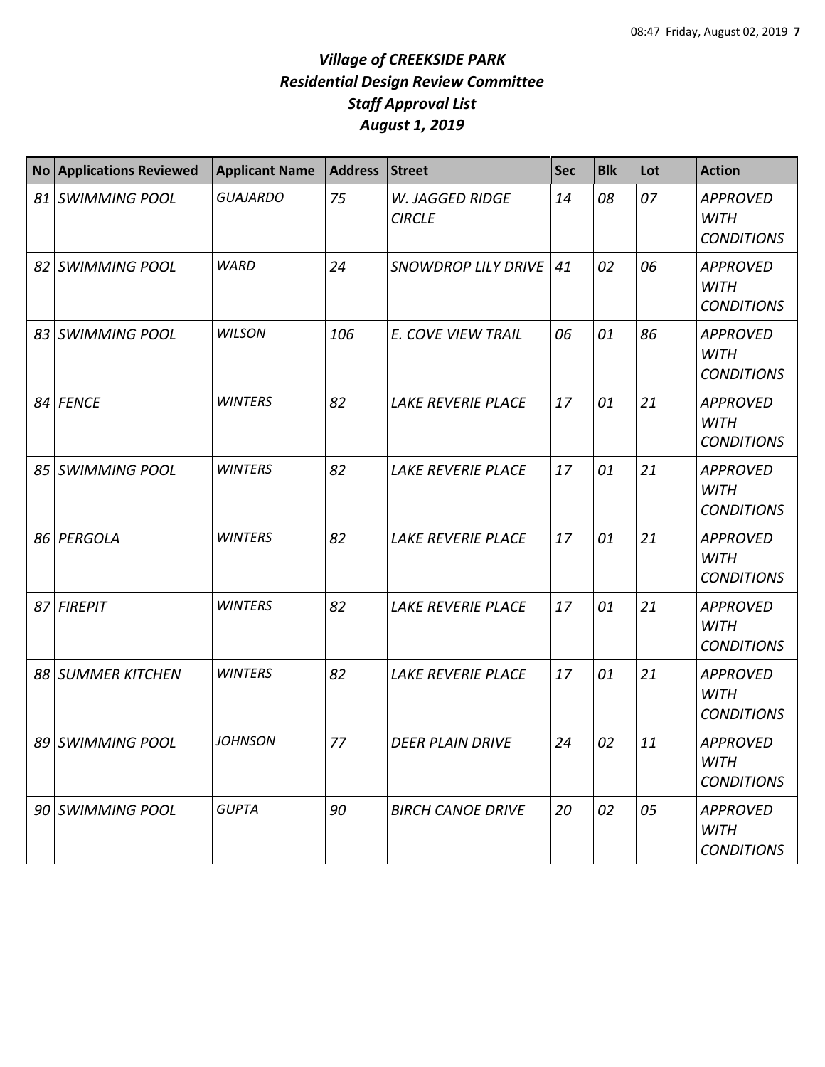# *Village of CREEKSIDE PARK*
## *Residential Design Review Committee*
## *Staff Approval List*
## *August 1, 2019*

| No | Applications Reviewed | Applicant Name | Address | Street | Sec | Blk | Lot | Action |
|---|---|---|---|---|---|---|---|---|
| *81* | *SWIMMING POOL* | *GUAJARDO* | *75* | *W. JAGGED RIDGE CIRCLE* | *14* | *08* | *07* | *APPROVED WITH CONDITIONS* |
| *82* | *SWIMMING POOL* | *WARD* | *24* | *SNOWDROP LILY DRIVE* | *41* | *02* | *06* | *APPROVED WITH CONDITIONS* |
| *83* | *SWIMMING POOL* | *WILSON* | *106* | *E. COVE VIEW TRAIL* | *06* | *01* | *86* | *APPROVED WITH CONDITIONS* |
| *84* | *FENCE* | *WINTERS* | *82* | *LAKE REVERIE PLACE* | *17* | *01* | *21* | *APPROVED WITH CONDITIONS* |
| *85* | *SWIMMING POOL* | *WINTERS* | *82* | *LAKE REVERIE PLACE* | *17* | *01* | *21* | *APPROVED WITH CONDITIONS* |
| *86* | *PERGOLA* | *WINTERS* | *82* | *LAKE REVERIE PLACE* | *17* | *01* | *21* | *APPROVED WITH CONDITIONS* |
| *87* | *FIREPIT* | *WINTERS* | *82* | *LAKE REVERIE PLACE* | *17* | *01* | *21* | *APPROVED WITH CONDITIONS* |
| *88* | *SUMMER KITCHEN* | *WINTERS* | *82* | *LAKE REVERIE PLACE* | *17* | *01* | *21* | *APPROVED WITH CONDITIONS* |
| *89* | *SWIMMING POOL* | *JOHNSON* | *77* | *DEER PLAIN DRIVE* | *24* | *02* | *11* | *APPROVED WITH CONDITIONS* |
| *90* | *SWIMMING POOL* | *GUPTA* | *90* | *BIRCH CANOE DRIVE* | *20* | *02* | *05* | *APPROVED WITH CONDITIONS* |